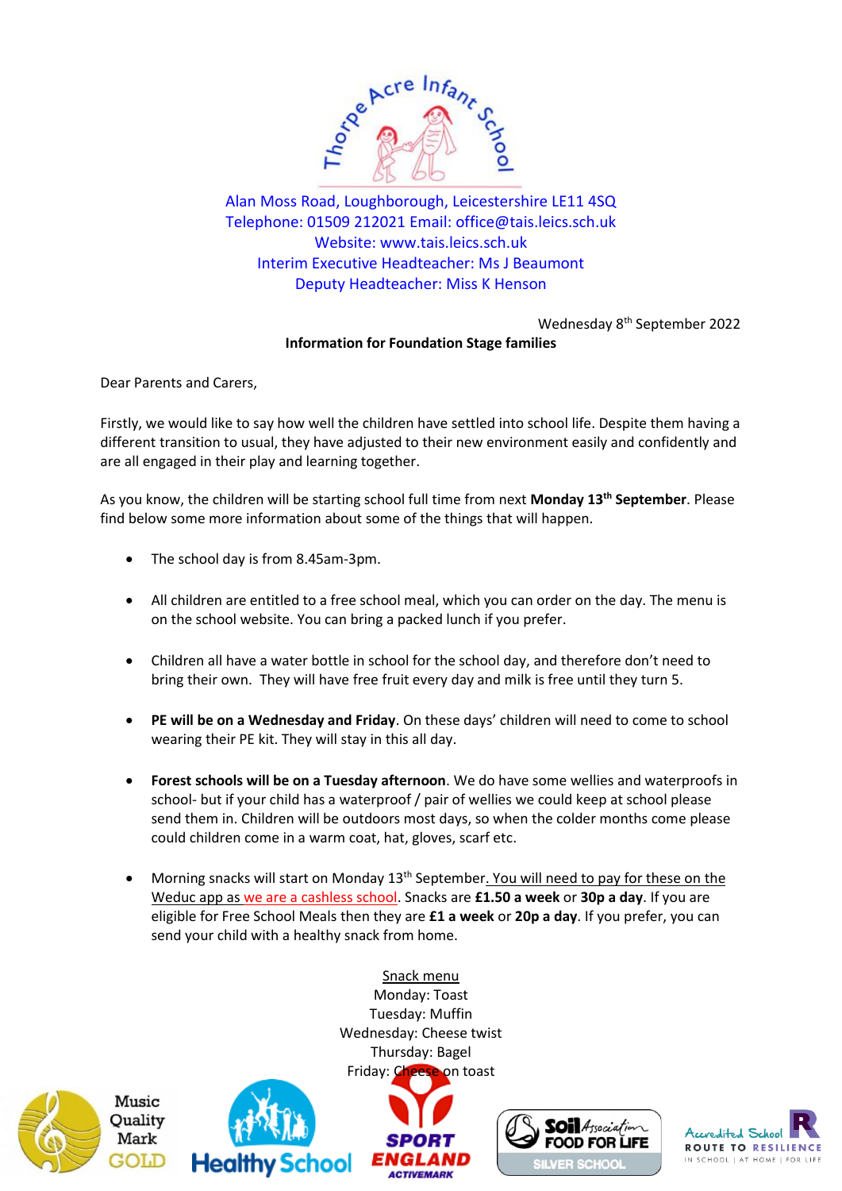Thorpe Acre Infant School

Alan Moss Road, Loughborough, Leicestershire LE11 4SQ
Telephone: 01509 212021 Email: office@tais.leics.sch.uk
Website: www.tais.leics.sch.uk
Interim Executive Headteacher: Ms J Beaumont
Deputy Headteacher: Miss K Henson

Wednesday 8th September 2022

**Information for Foundation Stage families**

Dear Parents and Carers,

Firstly, we would like to say how well the children have settled into school life. Despite them having a different transition to usual, they have adjusted to their new environment easily and confidently and are all engaged in their play and learning together.

As you know, the children will be starting school full time from next **Monday 13th September**. Please find below some more information about some of the things that will happen.

- The school day is from 8.45am-3pm.
- All children are entitled to a free school meal, which you can order on the day. The menu is on the school website. You can bring a packed lunch if you prefer.
- Children all have a water bottle in school for the school day, and therefore don't need to bring their own. They will have free fruit every day and milk is free until they turn 5.
- **PE will be on a Wednesday and Friday**. On these days' children will need to come to school wearing their PE kit. They will stay in this all day.
- **Forest schools will be on a Tuesday afternoon**. We do have some wellies and waterproofs in school- but if your child has a waterproof / pair of wellies we could keep at school please send them in. Children will be outdoors most days, so when the colder months come please could children come in a warm coat, hat, gloves, scarf etc.
- Morning snacks will start on Monday 13th September. You will need to pay for these on the Weduc app as we are a cashless school. Snacks are **£1.50 a week** or **30p a day**. If you are eligible for Free School Meals then they are **£1 a week** or **20p a day**. If you prefer, you can send your child with a healthy snack from home.

Snack menu
Monday: Toast
Tuesday: Muffin
Wednesday: Cheese twist
Thursday: Bagel
Friday: Cheese on toast

Music Quality Mark GOLD | Healthy School | SPORT ENGLAND ACTIVEMARK | Soil Association FOOD FOR LIFE SILVER SCHOOL | Accredited School ROUTE TO RESILIENCE IN SCHOOL | AT HOME | FOR LIFE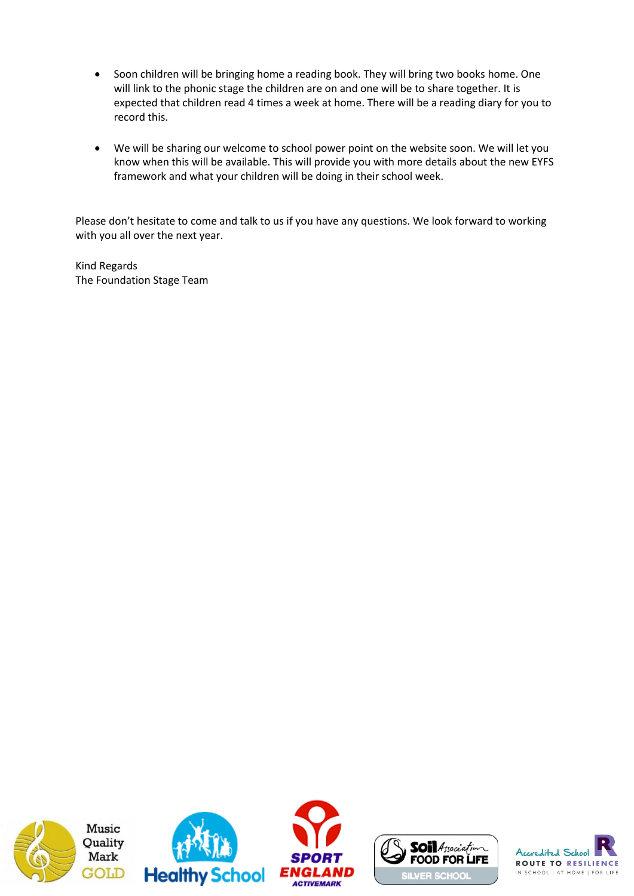- Soon children will be bringing home a reading book. They will bring two books home. One will link to the phonic stage the children are on and one will be to share together. It is expected that children read 4 times a week at home. There will be a reading diary for you to record this.

- We will be sharing our welcome to school power point on the website soon. We will let you know when this will be available. This will provide you with more details about the new EYFS framework and what your children will be doing in their school week.

Please don't hesitate to come and talk to us if you have any questions. We look forward to working with you all over the next year.

Kind Regards
The Foundation Stage Team